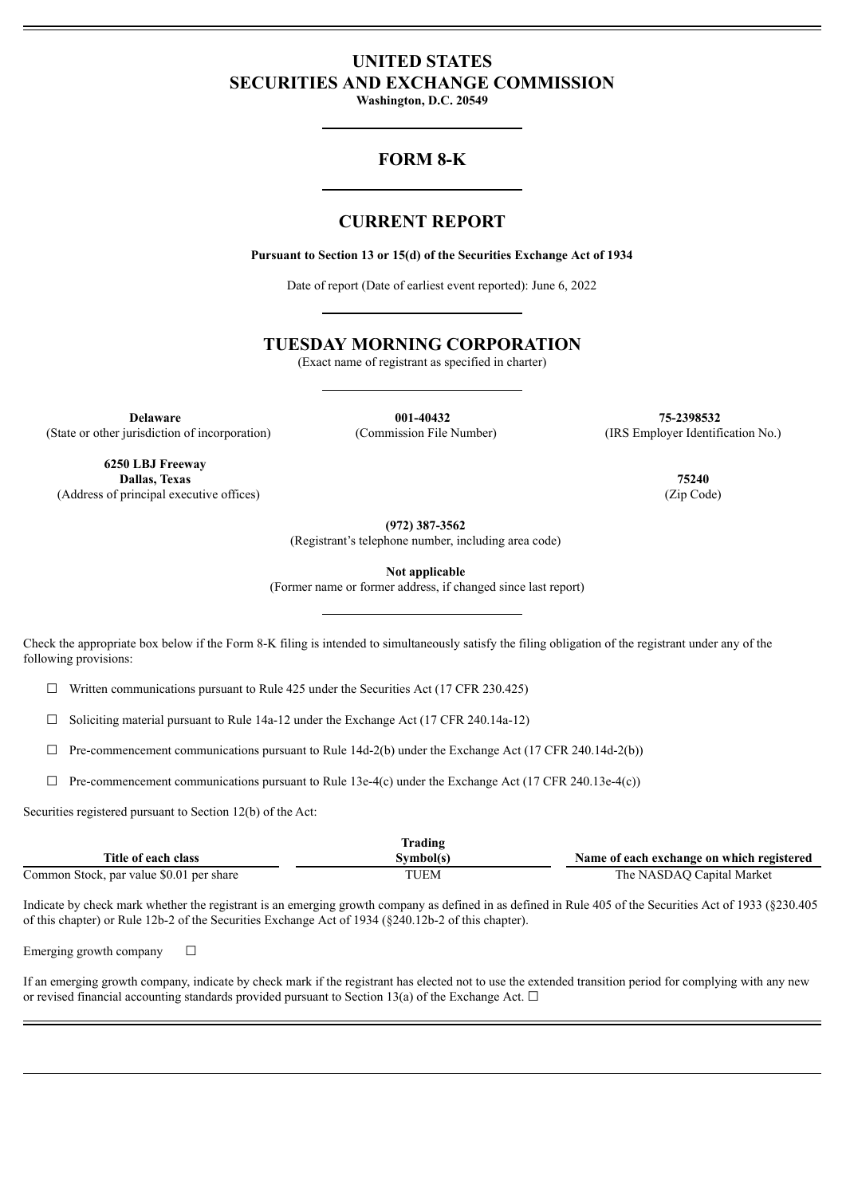# UNITED STATES
# SECURITIES AND EXCHANGE COMMISSION

**Washington, D.C. 20549**

## FORM 8-K

## CURRENT REPORT

**Pursuant to Section 13 or 15(d) of the Securities Exchange Act of 1934**

Date of report (Date of earliest event reported): June 6, 2022

## TUESDAY MORNING CORPORATION

(Exact name of registrant as specified in charter)

| **Delaware** | **001-40432** | **75-2398532** |
|---|---|---|
| (State or other jurisdiction of incorporation) | (Commission File Number) | (IRS Employer Identification No.) |

| **6250 LBJ Freeway<br>Dallas, Texas** | **75240** |
|---|---|
| (Address of principal executive offices) | (Zip Code) |

**(972) 387-3562**
(Registrant's telephone number, including area code)

**Not applicable**
(Former name or former address, if changed since last report)

Check the appropriate box below if the Form 8-K filing is intended to simultaneously satisfy the filing obligation of the registrant under any of the following provisions:

☐ Written communications pursuant to Rule 425 under the Securities Act (17 CFR 230.425)

☐ Soliciting material pursuant to Rule 14a-12 under the Exchange Act (17 CFR 240.14a-12)

☐ Pre-commencement communications pursuant to Rule 14d-2(b) under the Exchange Act (17 CFR 240.14d-2(b))

☐ Pre-commencement communications pursuant to Rule 13e-4(c) under the Exchange Act (17 CFR 240.13e-4(c))

Securities registered pursuant to Section 12(b) of the Act:

| Title of each class | Trading Symbol(s) | Name of each exchange on which registered |
|---|---|---|
| Common Stock, par value $0.01 per share | TUEM | The NASDAQ Capital Market |

Indicate by check mark whether the registrant is an emerging growth company as defined in as defined in Rule 405 of the Securities Act of 1933 (§230.405 of this chapter) or Rule 12b-2 of the Securities Exchange Act of 1934 (§240.12b-2 of this chapter).

Emerging growth company ☐

If an emerging growth company, indicate by check mark if the registrant has elected not to use the extended transition period for complying with any new or revised financial accounting standards provided pursuant to Section 13(a) of the Exchange Act. ☐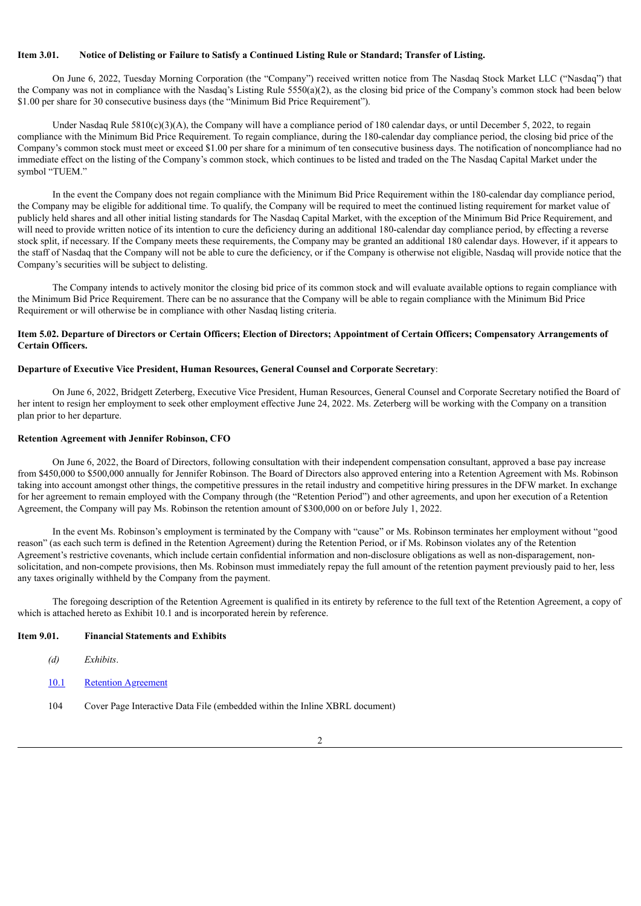**Item 3.01. Notice of Delisting or Failure to Satisfy a Continued Listing Rule or Standard; Transfer of Listing.**

On June 6, 2022, Tuesday Morning Corporation (the "Company") received written notice from The Nasdaq Stock Market LLC ("Nasdaq") that the Company was not in compliance with the Nasdaq's Listing Rule 5550(a)(2), as the closing bid price of the Company's common stock had been below $1.00 per share for 30 consecutive business days (the "Minimum Bid Price Requirement").

Under Nasdaq Rule 5810(c)(3)(A), the Company will have a compliance period of 180 calendar days, or until December 5, 2022, to regain compliance with the Minimum Bid Price Requirement. To regain compliance, during the 180-calendar day compliance period, the closing bid price of the Company's common stock must meet or exceed $1.00 per share for a minimum of ten consecutive business days. The notification of noncompliance had no immediate effect on the listing of the Company's common stock, which continues to be listed and traded on the The Nasdaq Capital Market under the symbol "TUEM."

In the event the Company does not regain compliance with the Minimum Bid Price Requirement within the 180-calendar day compliance period, the Company may be eligible for additional time. To qualify, the Company will be required to meet the continued listing requirement for market value of publicly held shares and all other initial listing standards for The Nasdaq Capital Market, with the exception of the Minimum Bid Price Requirement, and will need to provide written notice of its intention to cure the deficiency during an additional 180-calendar day compliance period, by effecting a reverse stock split, if necessary. If the Company meets these requirements, the Company may be granted an additional 180 calendar days. However, if it appears to the staff of Nasdaq that the Company will not be able to cure the deficiency, or if the Company is otherwise not eligible, Nasdaq will provide notice that the Company's securities will be subject to delisting.

The Company intends to actively monitor the closing bid price of its common stock and will evaluate available options to regain compliance with the Minimum Bid Price Requirement. There can be no assurance that the Company will be able to regain compliance with the Minimum Bid Price Requirement or will otherwise be in compliance with other Nasdaq listing criteria.

**Item 5.02. Departure of Directors or Certain Officers; Election of Directors; Appointment of Certain Officers; Compensatory Arrangements of Certain Officers.**

**Departure of Executive Vice President, Human Resources, General Counsel and Corporate Secretary**:

On June 6, 2022, Bridgett Zeterberg, Executive Vice President, Human Resources, General Counsel and Corporate Secretary notified the Board of her intent to resign her employment to seek other employment effective June 24, 2022. Ms. Zeterberg will be working with the Company on a transition plan prior to her departure.

**Retention Agreement with Jennifer Robinson, CFO**

On June 6, 2022, the Board of Directors, following consultation with their independent compensation consultant, approved a base pay increase from $450,000 to $500,000 annually for Jennifer Robinson. The Board of Directors also approved entering into a Retention Agreement with Ms. Robinson taking into account amongst other things, the competitive pressures in the retail industry and competitive hiring pressures in the DFW market. In exchange for her agreement to remain employed with the Company through (the "Retention Period") and other agreements, and upon her execution of a Retention Agreement, the Company will pay Ms. Robinson the retention amount of $300,000 on or before July 1, 2022.

In the event Ms. Robinson's employment is terminated by the Company with "cause" or Ms. Robinson terminates her employment without "good reason" (as each such term is defined in the Retention Agreement) during the Retention Period, or if Ms. Robinson violates any of the Retention Agreement's restrictive covenants, which include certain confidential information and non-disclosure obligations as well as non-disparagement, non-solicitation, and non-compete provisions, then Ms. Robinson must immediately repay the full amount of the retention payment previously paid to her, less any taxes originally withheld by the Company from the payment.

The foregoing description of the Retention Agreement is qualified in its entirety by reference to the full text of the Retention Agreement, a copy of which is attached hereto as Exhibit 10.1 and is incorporated herein by reference.

**Item 9.01. Financial Statements and Exhibits**

*(d)* *Exhibits*.

10.1 Retention Agreement

104 Cover Page Interactive Data File (embedded within the Inline XBRL document)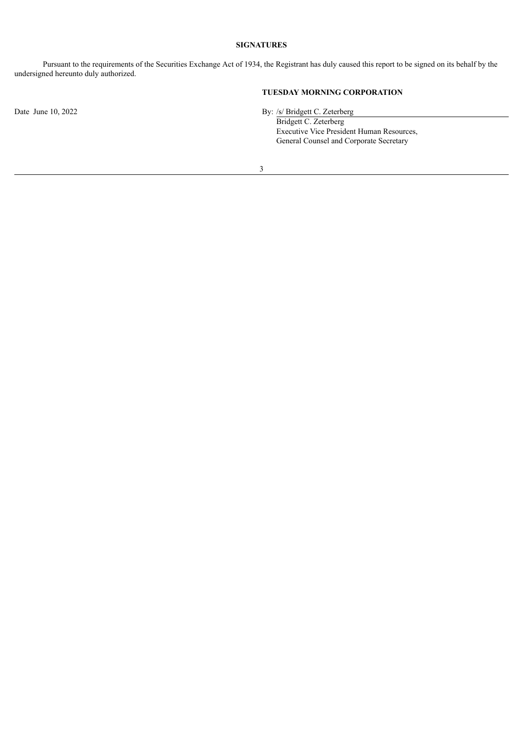**SIGNATURES**

Pursuant to the requirements of the Securities Exchange Act of 1934, the Registrant has duly caused this report to be signed on its behalf by the undersigned hereunto duly authorized.

**TUESDAY MORNING CORPORATION**

Date June 10, 2022

By: /s/ Bridgett C. Zeterberg

Bridgett C. Zeterberg
Executive Vice President Human Resources,
General Counsel and Corporate Secretary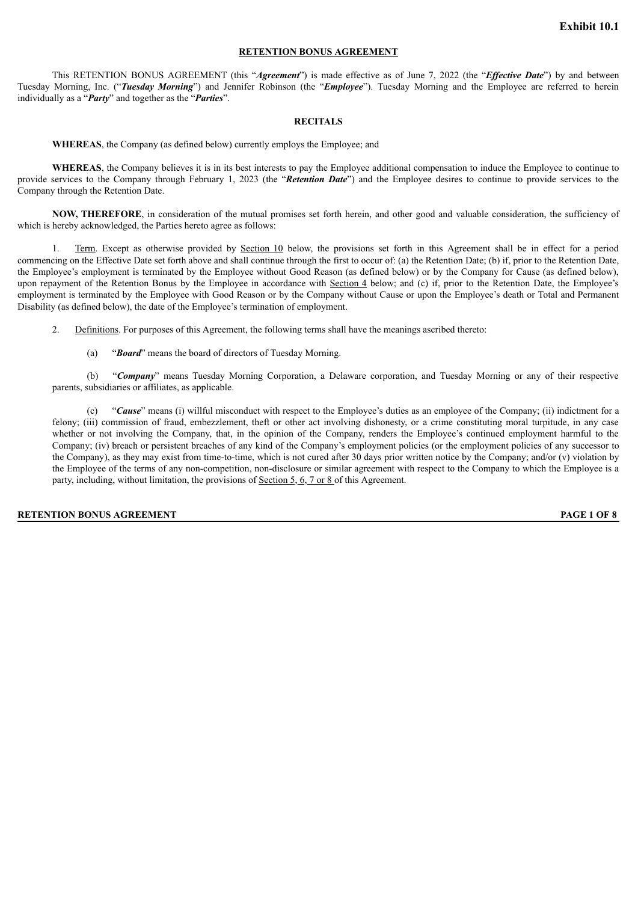**Exhibit 10.1**

**RETENTION BONUS AGREEMENT**

This RETENTION BONUS AGREEMENT (this "***Agreement***") is made effective as of June 7, 2022 (the "***Effective Date***") by and between Tuesday Morning, Inc. ("***Tuesday Morning***") and Jennifer Robinson (the "***Employee***"). Tuesday Morning and the Employee are referred to herein individually as a "***Party***" and together as the "***Parties***".

**RECITALS**

**WHEREAS**, the Company (as defined below) currently employs the Employee; and

**WHEREAS**, the Company believes it is in its best interests to pay the Employee additional compensation to induce the Employee to continue to provide services to the Company through February 1, 2023 (the "***Retention Date***") and the Employee desires to continue to provide services to the Company through the Retention Date.

**NOW, THEREFORE**, in consideration of the mutual promises set forth herein, and other good and valuable consideration, the sufficiency of which is hereby acknowledged, the Parties hereto agree as follows:

1. Term. Except as otherwise provided by Section 10 below, the provisions set forth in this Agreement shall be in effect for a period commencing on the Effective Date set forth above and shall continue through the first to occur of: (a) the Retention Date; (b) if, prior to the Retention Date, the Employee's employment is terminated by the Employee without Good Reason (as defined below) or by the Company for Cause (as defined below), upon repayment of the Retention Bonus by the Employee in accordance with Section 4 below; and (c) if, prior to the Retention Date, the Employee's employment is terminated by the Employee with Good Reason or by the Company without Cause or upon the Employee's death or Total and Permanent Disability (as defined below), the date of the Employee's termination of employment.

2. Definitions. For purposes of this Agreement, the following terms shall have the meanings ascribed thereto:

   (a) "***Board***" means the board of directors of Tuesday Morning.

   (b) "***Company***" means Tuesday Morning Corporation, a Delaware corporation, and Tuesday Morning or any of their respective parents, subsidiaries or affiliates, as applicable.

   (c) "***Cause***" means (i) willful misconduct with respect to the Employee's duties as an employee of the Company; (ii) indictment for a felony; (iii) commission of fraud, embezzlement, theft or other act involving dishonesty, or a crime constituting moral turpitude, in any case whether or not involving the Company, that, in the opinion of the Company, renders the Employee's continued employment harmful to the Company; (iv) breach or persistent breaches of any kind of the Company's employment policies (or the employment policies of any successor to the Company), as they may exist from time-to-time, which is not cured after 30 days prior written notice by the Company; and/or (v) violation by the Employee of the terms of any non-competition, non-disclosure or similar agreement with respect to the Company to which the Employee is a party, including, without limitation, the provisions of Section 5, 6, 7 or 8 of this Agreement.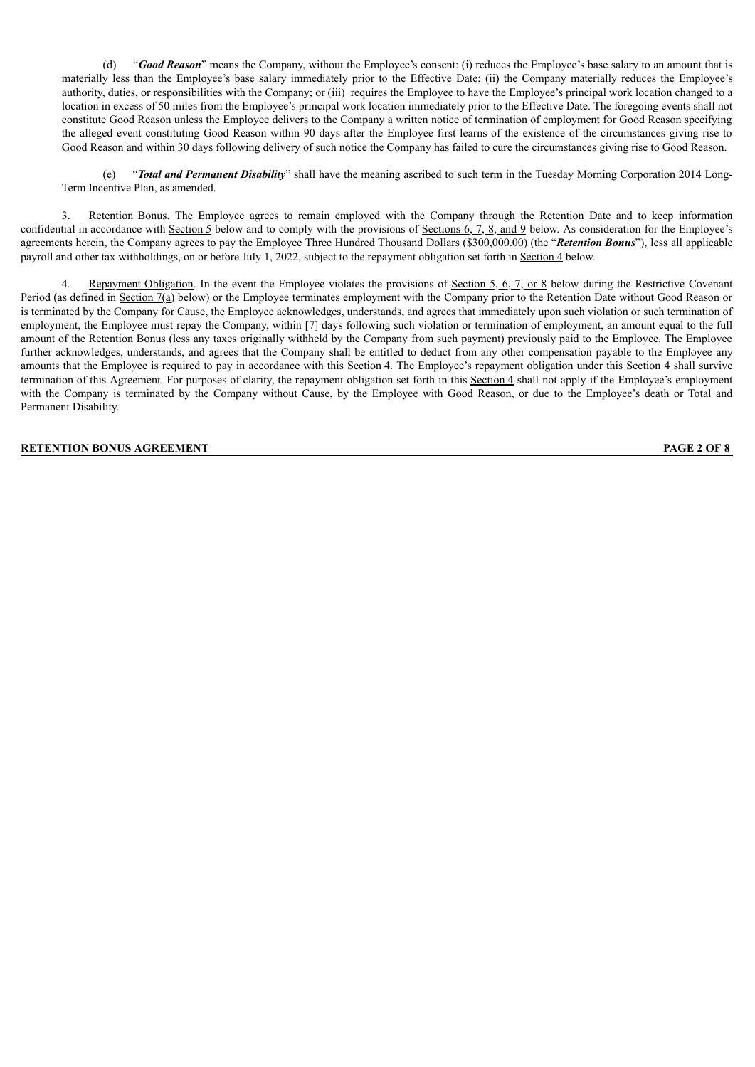(d) "***Good Reason***" means the Company, without the Employee's consent: (i) reduces the Employee's base salary to an amount that is materially less than the Employee's base salary immediately prior to the Effective Date; (ii) the Company materially reduces the Employee's authority, duties, or responsibilities with the Company; or (iii) requires the Employee to have the Employee's principal work location changed to a location in excess of 50 miles from the Employee's principal work location immediately prior to the Effective Date. The foregoing events shall not constitute Good Reason unless the Employee delivers to the Company a written notice of termination of employment for Good Reason specifying the alleged event constituting Good Reason within 90 days after the Employee first learns of the existence of the circumstances giving rise to Good Reason and within 30 days following delivery of such notice the Company has failed to cure the circumstances giving rise to Good Reason.

(e) "***Total and Permanent Disability***" shall have the meaning ascribed to such term in the Tuesday Morning Corporation 2014 Long-Term Incentive Plan, as amended.

3. Retention Bonus. The Employee agrees to remain employed with the Company through the Retention Date and to keep information confidential in accordance with Section 5 below and to comply with the provisions of Sections 6, 7, 8, and 9 below. As consideration for the Employee's agreements herein, the Company agrees to pay the Employee Three Hundred Thousand Dollars ($300,000.00) (the "***Retention Bonus***"), less all applicable payroll and other tax withholdings, on or before July 1, 2022, subject to the repayment obligation set forth in Section 4 below.

4. Repayment Obligation. In the event the Employee violates the provisions of Section 5, 6, 7, or 8 below during the Restrictive Covenant Period (as defined in Section 7(a) below) or the Employee terminates employment with the Company prior to the Retention Date without Good Reason or is terminated by the Company for Cause, the Employee acknowledges, understands, and agrees that immediately upon such violation or such termination of employment, the Employee must repay the Company, within [7] days following such violation or termination of employment, an amount equal to the full amount of the Retention Bonus (less any taxes originally withheld by the Company from such payment) previously paid to the Employee. The Employee further acknowledges, understands, and agrees that the Company shall be entitled to deduct from any other compensation payable to the Employee any amounts that the Employee is required to pay in accordance with this Section 4. The Employee's repayment obligation under this Section 4 shall survive termination of this Agreement. For purposes of clarity, the repayment obligation set forth in this Section 4 shall not apply if the Employee's employment with the Company is terminated by the Company without Cause, by the Employee with Good Reason, or due to the Employee's death or Total and Permanent Disability.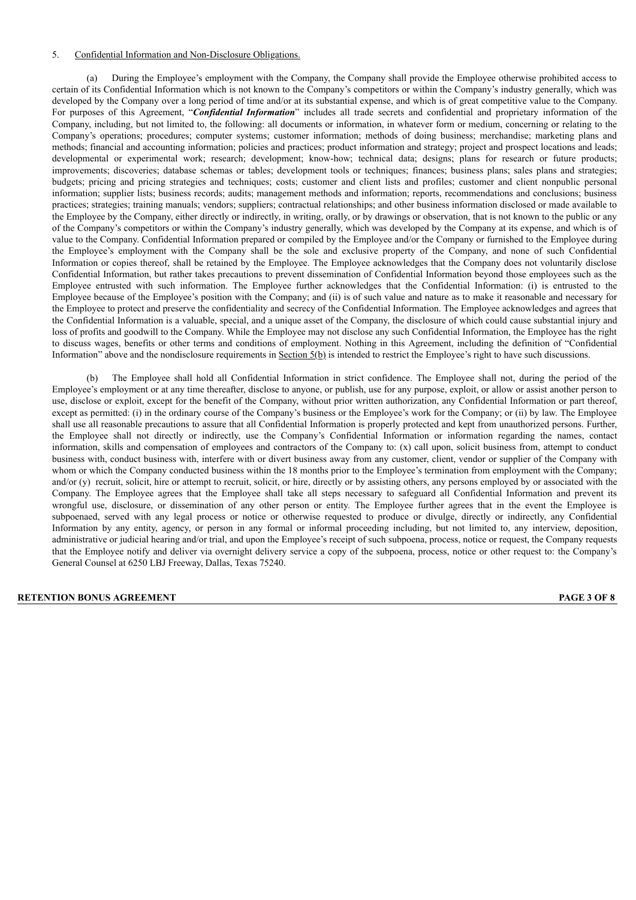5. <u>Confidential Information and Non-Disclosure Obligations.</u>

(a) During the Employee's employment with the Company, the Company shall provide the Employee otherwise prohibited access to certain of its Confidential Information which is not known to the Company's competitors or within the Company's industry generally, which was developed by the Company over a long period of time and/or at its substantial expense, and which is of great competitive value to the Company. For purposes of this Agreement, "***Confidential Information***" includes all trade secrets and confidential and proprietary information of the Company, including, but not limited to, the following: all documents or information, in whatever form or medium, concerning or relating to the Company's operations; procedures; computer systems; customer information; methods of doing business; merchandise; marketing plans and methods; financial and accounting information; policies and practices; product information and strategy; project and prospect locations and leads; developmental or experimental work; research; development; know-how; technical data; designs; plans for research or future products; improvements; discoveries; database schemas or tables; development tools or techniques; finances; business plans; sales plans and strategies; budgets; pricing and pricing strategies and techniques; costs; customer and client lists and profiles; customer and client nonpublic personal information; supplier lists; business records; audits; management methods and information; reports, recommendations and conclusions; business practices; strategies; training manuals; vendors; suppliers; contractual relationships; and other business information disclosed or made available to the Employee by the Company, either directly or indirectly, in writing, orally, or by drawings or observation, that is not known to the public or any of the Company's competitors or within the Company's industry generally, which was developed by the Company at its expense, and which is of value to the Company. Confidential Information prepared or compiled by the Employee and/or the Company or furnished to the Employee during the Employee's employment with the Company shall be the sole and exclusive property of the Company, and none of such Confidential Information or copies thereof, shall be retained by the Employee. The Employee acknowledges that the Company does not voluntarily disclose Confidential Information, but rather takes precautions to prevent dissemination of Confidential Information beyond those employees such as the Employee entrusted with such information. The Employee further acknowledges that the Confidential Information: (i) is entrusted to the Employee because of the Employee's position with the Company; and (ii) is of such value and nature as to make it reasonable and necessary for the Employee to protect and preserve the confidentiality and secrecy of the Confidential Information. The Employee acknowledges and agrees that the Confidential Information is a valuable, special, and a unique asset of the Company, the disclosure of which could cause substantial injury and loss of profits and goodwill to the Company. While the Employee may not disclose any such Confidential Information, the Employee has the right to discuss wages, benefits or other terms and conditions of employment. Nothing in this Agreement, including the definition of "Confidential Information" above and the nondisclosure requirements in <u>Section 5(b)</u> is intended to restrict the Employee's right to have such discussions.

(b) The Employee shall hold all Confidential Information in strict confidence. The Employee shall not, during the period of the Employee's employment or at any time thereafter, disclose to anyone, or publish, use for any purpose, exploit, or allow or assist another person to use, disclose or exploit, except for the benefit of the Company, without prior written authorization, any Confidential Information or part thereof, except as permitted: (i) in the ordinary course of the Company's business or the Employee's work for the Company; or (ii) by law. The Employee shall use all reasonable precautions to assure that all Confidential Information is properly protected and kept from unauthorized persons. Further, the Employee shall not directly or indirectly, use the Company's Confidential Information or information regarding the names, contact information, skills and compensation of employees and contractors of the Company to: (x) call upon, solicit business from, attempt to conduct business with, conduct business with, interfere with or divert business away from any customer, client, vendor or supplier of the Company with whom or which the Company conducted business within the 18 months prior to the Employee's termination from employment with the Company; and/or (y) recruit, solicit, hire or attempt to recruit, solicit, or hire, directly or by assisting others, any persons employed by or associated with the Company. The Employee agrees that the Employee shall take all steps necessary to safeguard all Confidential Information and prevent its wrongful use, disclosure, or dissemination of any other person or entity. The Employee further agrees that in the event the Employee is subpoenaed, served with any legal process or notice or otherwise requested to produce or divulge, directly or indirectly, any Confidential Information by any entity, agency, or person in any formal or informal proceeding including, but not limited to, any interview, deposition, administrative or judicial hearing and/or trial, and upon the Employee's receipt of such subpoena, process, notice or request, the Company requests that the Employee notify and deliver via overnight delivery service a copy of the subpoena, process, notice or other request to: the Company's General Counsel at 6250 LBJ Freeway, Dallas, Texas 75240.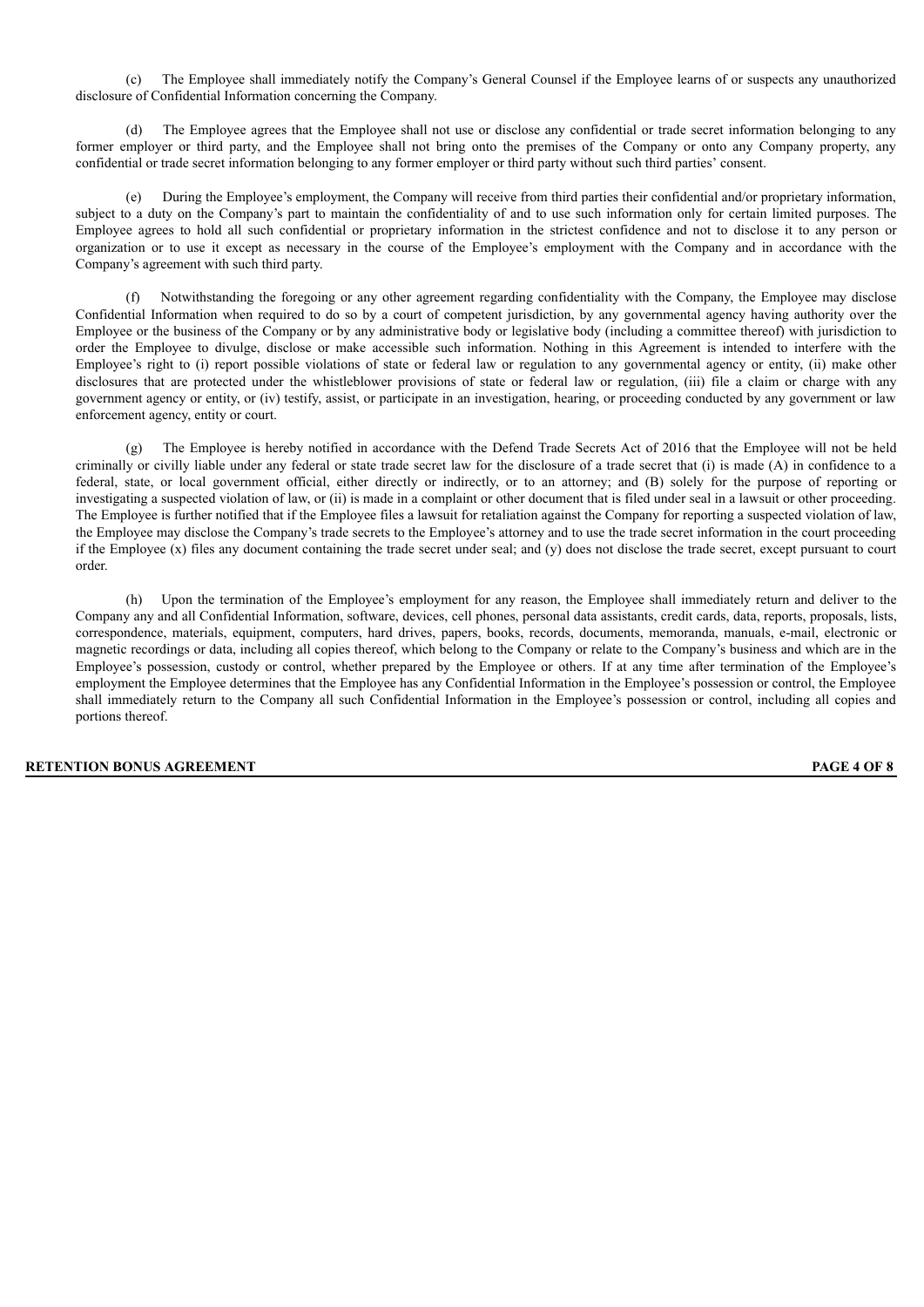(c) The Employee shall immediately notify the Company's General Counsel if the Employee learns of or suspects any unauthorized disclosure of Confidential Information concerning the Company.

(d) The Employee agrees that the Employee shall not use or disclose any confidential or trade secret information belonging to any former employer or third party, and the Employee shall not bring onto the premises of the Company or onto any Company property, any confidential or trade secret information belonging to any former employer or third party without such third parties' consent.

(e) During the Employee's employment, the Company will receive from third parties their confidential and/or proprietary information, subject to a duty on the Company's part to maintain the confidentiality of and to use such information only for certain limited purposes. The Employee agrees to hold all such confidential or proprietary information in the strictest confidence and not to disclose it to any person or organization or to use it except as necessary in the course of the Employee's employment with the Company and in accordance with the Company's agreement with such third party.

(f) Notwithstanding the foregoing or any other agreement regarding confidentiality with the Company, the Employee may disclose Confidential Information when required to do so by a court of competent jurisdiction, by any governmental agency having authority over the Employee or the business of the Company or by any administrative body or legislative body (including a committee thereof) with jurisdiction to order the Employee to divulge, disclose or make accessible such information. Nothing in this Agreement is intended to interfere with the Employee's right to (i) report possible violations of state or federal law or regulation to any governmental agency or entity, (ii) make other disclosures that are protected under the whistleblower provisions of state or federal law or regulation, (iii) file a claim or charge with any government agency or entity, or (iv) testify, assist, or participate in an investigation, hearing, or proceeding conducted by any government or law enforcement agency, entity or court.

(g) The Employee is hereby notified in accordance with the Defend Trade Secrets Act of 2016 that the Employee will not be held criminally or civilly liable under any federal or state trade secret law for the disclosure of a trade secret that (i) is made (A) in confidence to a federal, state, or local government official, either directly or indirectly, or to an attorney; and (B) solely for the purpose of reporting or investigating a suspected violation of law, or (ii) is made in a complaint or other document that is filed under seal in a lawsuit or other proceeding. The Employee is further notified that if the Employee files a lawsuit for retaliation against the Company for reporting a suspected violation of law, the Employee may disclose the Company's trade secrets to the Employee's attorney and to use the trade secret information in the court proceeding if the Employee (x) files any document containing the trade secret under seal; and (y) does not disclose the trade secret, except pursuant to court order.

(h) Upon the termination of the Employee's employment for any reason, the Employee shall immediately return and deliver to the Company any and all Confidential Information, software, devices, cell phones, personal data assistants, credit cards, data, reports, proposals, lists, correspondence, materials, equipment, computers, hard drives, papers, books, records, documents, memoranda, manuals, e-mail, electronic or magnetic recordings or data, including all copies thereof, which belong to the Company or relate to the Company's business and which are in the Employee's possession, custody or control, whether prepared by the Employee or others. If at any time after termination of the Employee's employment the Employee determines that the Employee has any Confidential Information in the Employee's possession or control, the Employee shall immediately return to the Company all such Confidential Information in the Employee's possession or control, including all copies and portions thereof.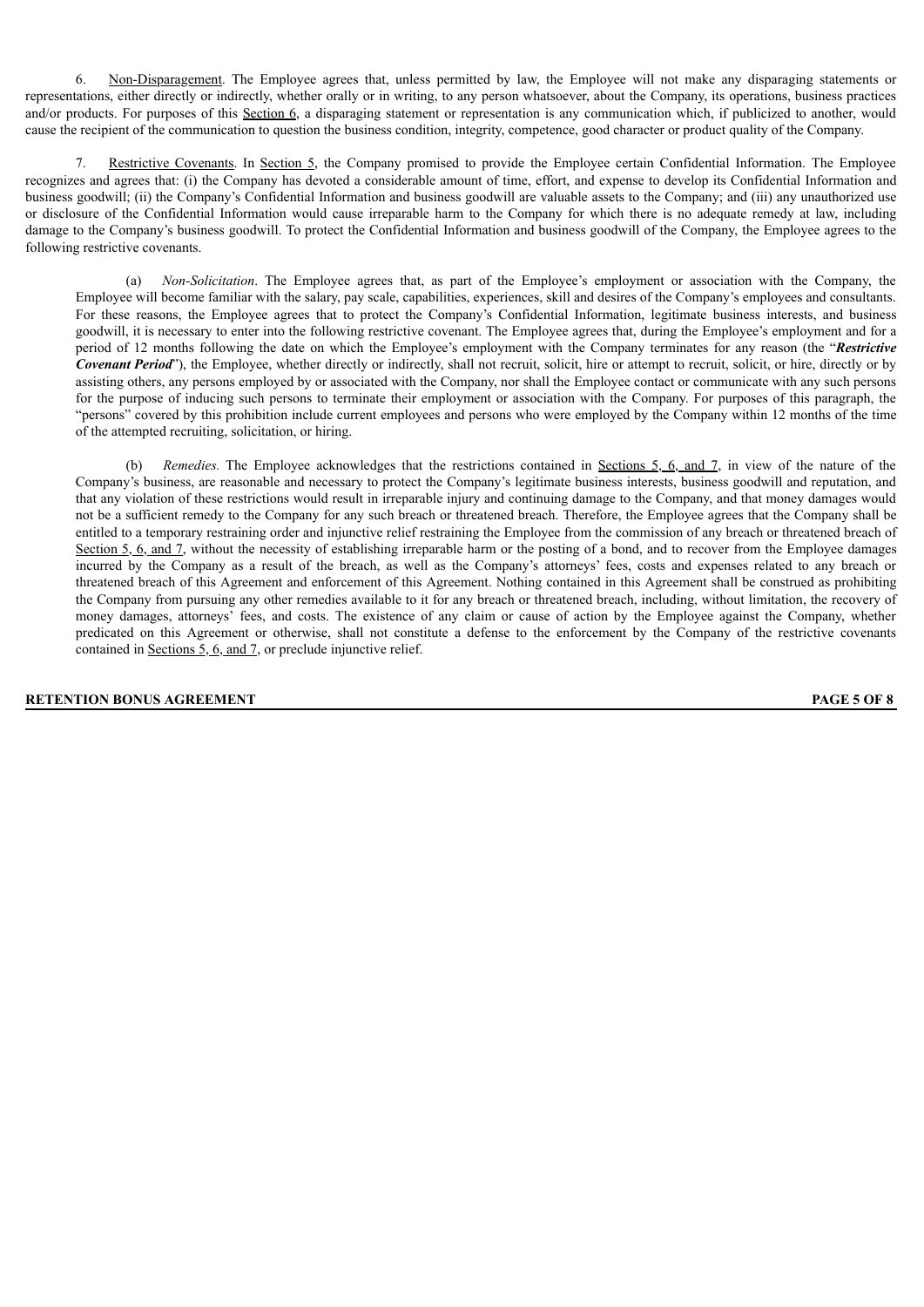6. Non-Disparagement. The Employee agrees that, unless permitted by law, the Employee will not make any disparaging statements or representations, either directly or indirectly, whether orally or in writing, to any person whatsoever, about the Company, its operations, business practices and/or products. For purposes of this Section 6, a disparaging statement or representation is any communication which, if publicized to another, would cause the recipient of the communication to question the business condition, integrity, competence, good character or product quality of the Company.

7. Restrictive Covenants. In Section 5, the Company promised to provide the Employee certain Confidential Information. The Employee recognizes and agrees that: (i) the Company has devoted a considerable amount of time, effort, and expense to develop its Confidential Information and business goodwill; (ii) the Company's Confidential Information and business goodwill are valuable assets to the Company; and (iii) any unauthorized use or disclosure of the Confidential Information would cause irreparable harm to the Company for which there is no adequate remedy at law, including damage to the Company's business goodwill. To protect the Confidential Information and business goodwill of the Company, the Employee agrees to the following restrictive covenants.

(a) *Non-Solicitation*. The Employee agrees that, as part of the Employee's employment or association with the Company, the Employee will become familiar with the salary, pay scale, capabilities, experiences, skill and desires of the Company's employees and consultants. For these reasons, the Employee agrees that to protect the Company's Confidential Information, legitimate business interests, and business goodwill, it is necessary to enter into the following restrictive covenant. The Employee agrees that, during the Employee's employment and for a period of 12 months following the date on which the Employee's employment with the Company terminates for any reason (the "***Restrictive Covenant Period***"), the Employee, whether directly or indirectly, shall not recruit, solicit, hire or attempt to recruit, solicit, or hire, directly or by assisting others, any persons employed by or associated with the Company, nor shall the Employee contact or communicate with any such persons for the purpose of inducing such persons to terminate their employment or association with the Company. For purposes of this paragraph, the "persons" covered by this prohibition include current employees and persons who were employed by the Company within 12 months of the time of the attempted recruiting, solicitation, or hiring.

(b) *Remedies.* The Employee acknowledges that the restrictions contained in Sections 5, 6, and 7, in view of the nature of the Company's business, are reasonable and necessary to protect the Company's legitimate business interests, business goodwill and reputation, and that any violation of these restrictions would result in irreparable injury and continuing damage to the Company, and that money damages would not be a sufficient remedy to the Company for any such breach or threatened breach. Therefore, the Employee agrees that the Company shall be entitled to a temporary restraining order and injunctive relief restraining the Employee from the commission of any breach or threatened breach of Section 5, 6, and 7, without the necessity of establishing irreparable harm or the posting of a bond, and to recover from the Employee damages incurred by the Company as a result of the breach, as well as the Company's attorneys' fees, costs and expenses related to any breach or threatened breach of this Agreement and enforcement of this Agreement. Nothing contained in this Agreement shall be construed as prohibiting the Company from pursuing any other remedies available to it for any breach or threatened breach, including, without limitation, the recovery of money damages, attorneys' fees, and costs. The existence of any claim or cause of action by the Employee against the Company, whether predicated on this Agreement or otherwise, shall not constitute a defense to the enforcement by the Company of the restrictive covenants contained in Sections 5, 6, and 7, or preclude injunctive relief.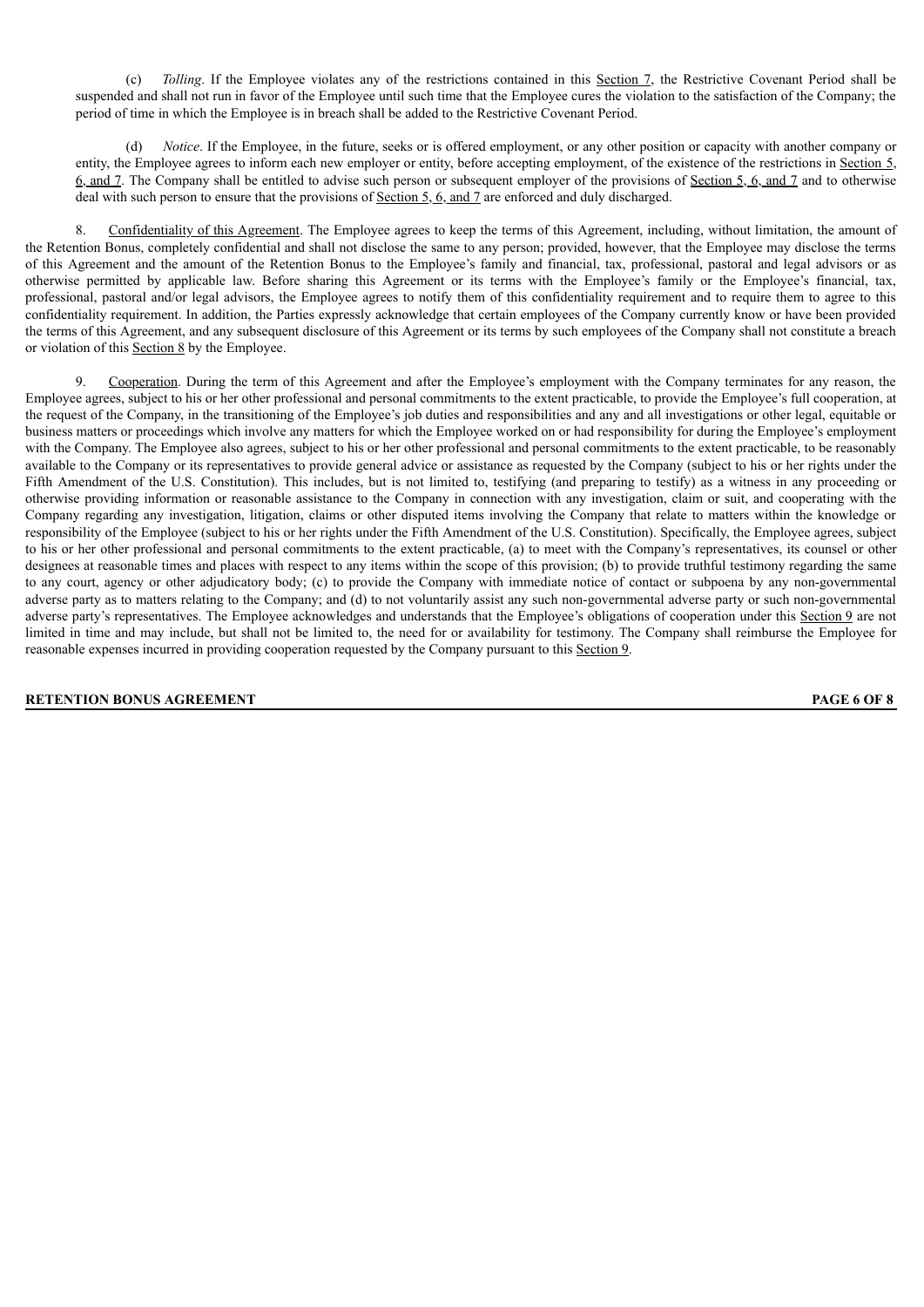(c) *Tolling*. If the Employee violates any of the restrictions contained in this Section 7, the Restrictive Covenant Period shall be suspended and shall not run in favor of the Employee until such time that the Employee cures the violation to the satisfaction of the Company; the period of time in which the Employee is in breach shall be added to the Restrictive Covenant Period.

(d) *Notice*. If the Employee, in the future, seeks or is offered employment, or any other position or capacity with another company or entity, the Employee agrees to inform each new employer or entity, before accepting employment, of the existence of the restrictions in Section 5, 6, and 7. The Company shall be entitled to advise such person or subsequent employer of the provisions of Section 5, 6, and 7 and to otherwise deal with such person to ensure that the provisions of Section 5, 6, and 7 are enforced and duly discharged.

8. Confidentiality of this Agreement. The Employee agrees to keep the terms of this Agreement, including, without limitation, the amount of the Retention Bonus, completely confidential and shall not disclose the same to any person; provided, however, that the Employee may disclose the terms of this Agreement and the amount of the Retention Bonus to the Employee's family and financial, tax, professional, pastoral and legal advisors or as otherwise permitted by applicable law. Before sharing this Agreement or its terms with the Employee's family or the Employee's financial, tax, professional, pastoral and/or legal advisors, the Employee agrees to notify them of this confidentiality requirement and to require them to agree to this confidentiality requirement. In addition, the Parties expressly acknowledge that certain employees of the Company currently know or have been provided the terms of this Agreement, and any subsequent disclosure of this Agreement or its terms by such employees of the Company shall not constitute a breach or violation of this Section 8 by the Employee.

9. Cooperation. During the term of this Agreement and after the Employee's employment with the Company terminates for any reason, the Employee agrees, subject to his or her other professional and personal commitments to the extent practicable, to provide the Employee's full cooperation, at the request of the Company, in the transitioning of the Employee's job duties and responsibilities and any and all investigations or other legal, equitable or business matters or proceedings which involve any matters for which the Employee worked on or had responsibility for during the Employee's employment with the Company. The Employee also agrees, subject to his or her other professional and personal commitments to the extent practicable, to be reasonably available to the Company or its representatives to provide general advice or assistance as requested by the Company (subject to his or her rights under the Fifth Amendment of the U.S. Constitution). This includes, but is not limited to, testifying (and preparing to testify) as a witness in any proceeding or otherwise providing information or reasonable assistance to the Company in connection with any investigation, claim or suit, and cooperating with the Company regarding any investigation, litigation, claims or other disputed items involving the Company that relate to matters within the knowledge or responsibility of the Employee (subject to his or her rights under the Fifth Amendment of the U.S. Constitution). Specifically, the Employee agrees, subject to his or her other professional and personal commitments to the extent practicable, (a) to meet with the Company's representatives, its counsel or other designees at reasonable times and places with respect to any items within the scope of this provision; (b) to provide truthful testimony regarding the same to any court, agency or other adjudicatory body; (c) to provide the Company with immediate notice of contact or subpoena by any non-governmental adverse party as to matters relating to the Company; and (d) to not voluntarily assist any such non-governmental adverse party or such non-governmental adverse party's representatives. The Employee acknowledges and understands that the Employee's obligations of cooperation under this Section 9 are not limited in time and may include, but shall not be limited to, the need for or availability for testimony. The Company shall reimburse the Employee for reasonable expenses incurred in providing cooperation requested by the Company pursuant to this Section 9.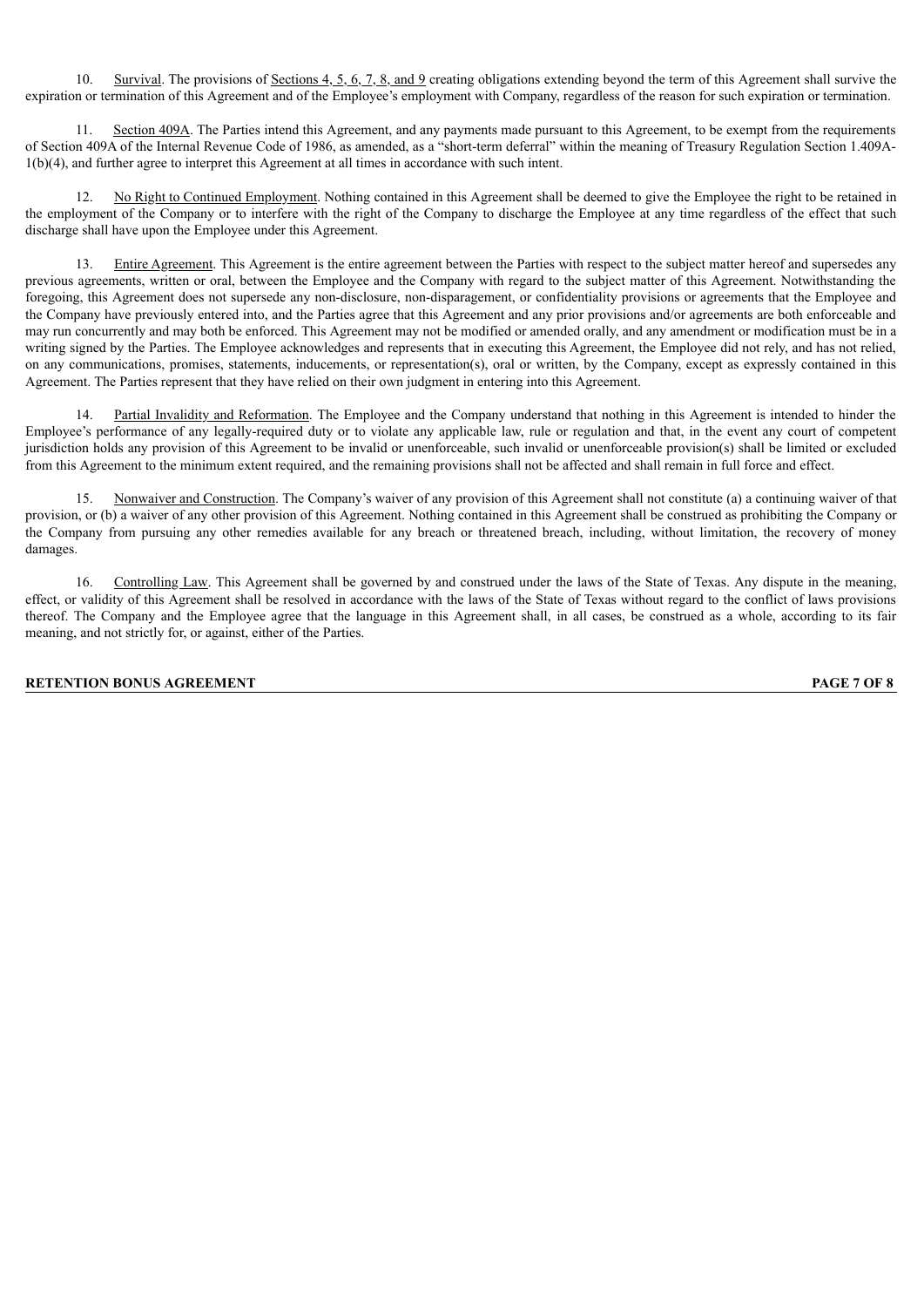10. Survival. The provisions of Sections 4, 5, 6, 7, 8, and 9 creating obligations extending beyond the term of this Agreement shall survive the expiration or termination of this Agreement and of the Employee's employment with Company, regardless of the reason for such expiration or termination.

11. Section 409A. The Parties intend this Agreement, and any payments made pursuant to this Agreement, to be exempt from the requirements of Section 409A of the Internal Revenue Code of 1986, as amended, as a "short-term deferral" within the meaning of Treasury Regulation Section 1.409A-1(b)(4), and further agree to interpret this Agreement at all times in accordance with such intent.

12. No Right to Continued Employment. Nothing contained in this Agreement shall be deemed to give the Employee the right to be retained in the employment of the Company or to interfere with the right of the Company to discharge the Employee at any time regardless of the effect that such discharge shall have upon the Employee under this Agreement.

13. Entire Agreement. This Agreement is the entire agreement between the Parties with respect to the subject matter hereof and supersedes any previous agreements, written or oral, between the Employee and the Company with regard to the subject matter of this Agreement. Notwithstanding the foregoing, this Agreement does not supersede any non-disclosure, non-disparagement, or confidentiality provisions or agreements that the Employee and the Company have previously entered into, and the Parties agree that this Agreement and any prior provisions and/or agreements are both enforceable and may run concurrently and may both be enforced. This Agreement may not be modified or amended orally, and any amendment or modification must be in a writing signed by the Parties. The Employee acknowledges and represents that in executing this Agreement, the Employee did not rely, and has not relied, on any communications, promises, statements, inducements, or representation(s), oral or written, by the Company, except as expressly contained in this Agreement. The Parties represent that they have relied on their own judgment in entering into this Agreement.

14. Partial Invalidity and Reformation. The Employee and the Company understand that nothing in this Agreement is intended to hinder the Employee's performance of any legally-required duty or to violate any applicable law, rule or regulation and that, in the event any court of competent jurisdiction holds any provision of this Agreement to be invalid or unenforceable, such invalid or unenforceable provision(s) shall be limited or excluded from this Agreement to the minimum extent required, and the remaining provisions shall not be affected and shall remain in full force and effect.

15. Nonwaiver and Construction. The Company's waiver of any provision of this Agreement shall not constitute (a) a continuing waiver of that provision, or (b) a waiver of any other provision of this Agreement. Nothing contained in this Agreement shall be construed as prohibiting the Company or the Company from pursuing any other remedies available for any breach or threatened breach, including, without limitation, the recovery of money damages.

16. Controlling Law. This Agreement shall be governed by and construed under the laws of the State of Texas. Any dispute in the meaning, effect, or validity of this Agreement shall be resolved in accordance with the laws of the State of Texas without regard to the conflict of laws provisions thereof. The Company and the Employee agree that the language in this Agreement shall, in all cases, be construed as a whole, according to its fair meaning, and not strictly for, or against, either of the Parties.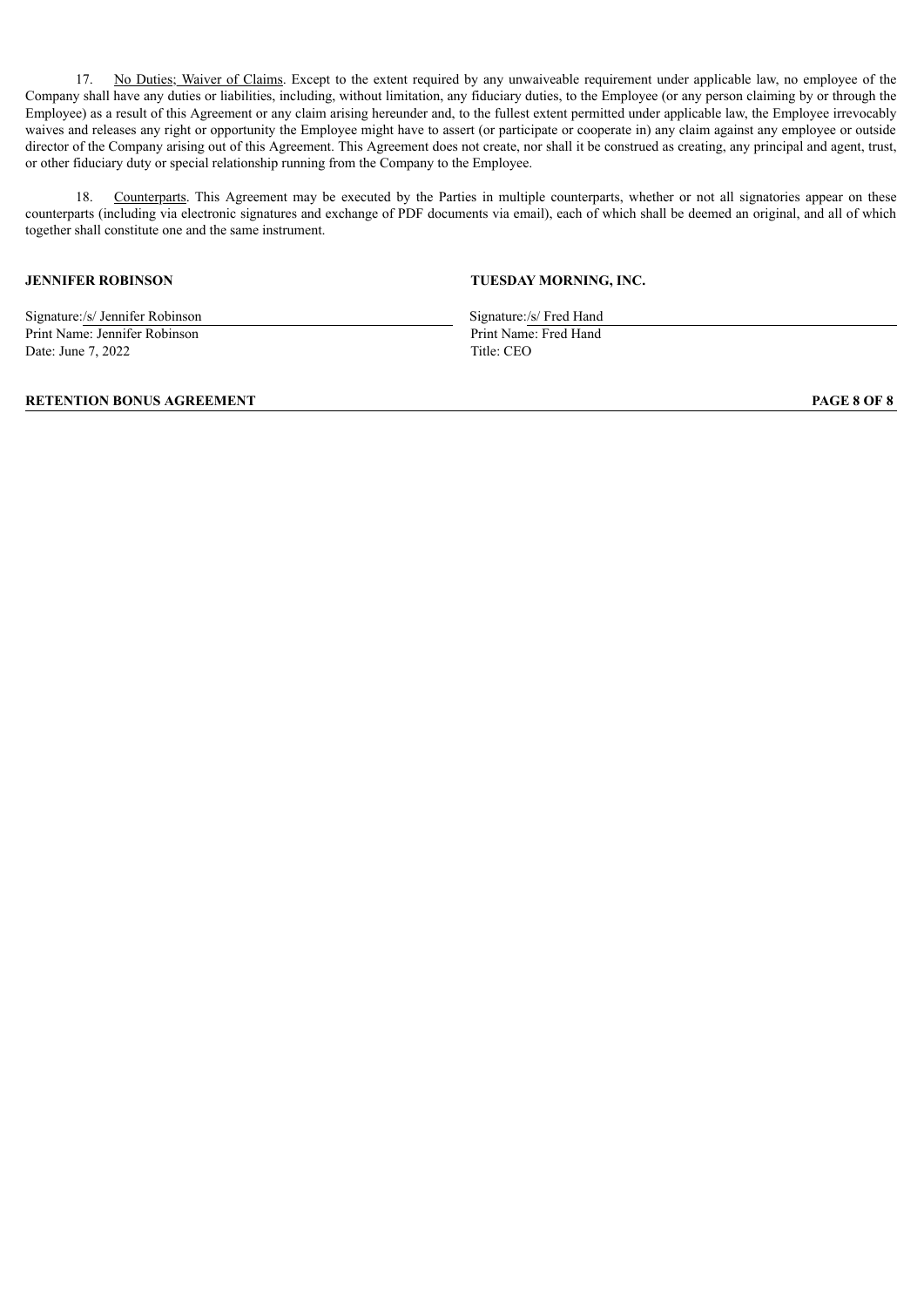17. No Duties; Waiver of Claims. Except to the extent required by any unwaiveable requirement under applicable law, no employee of the Company shall have any duties or liabilities, including, without limitation, any fiduciary duties, to the Employee (or any person claiming by or through the Employee) as a result of this Agreement or any claim arising hereunder and, to the fullest extent permitted under applicable law, the Employee irrevocably waives and releases any right or opportunity the Employee might have to assert (or participate or cooperate in) any claim against any employee or outside director of the Company arising out of this Agreement. This Agreement does not create, nor shall it be construed as creating, any principal and agent, trust, or other fiduciary duty or special relationship running from the Company to the Employee.

18. Counterparts. This Agreement may be executed by the Parties in multiple counterparts, whether or not all signatories appear on these counterparts (including via electronic signatures and exchange of PDF documents via email), each of which shall be deemed an original, and all of which together shall constitute one and the same instrument.

| | |
|---|---|
| **JENNIFER ROBINSON** | **TUESDAY MORNING, INC.** |
| Signature:/s/ Jennifer Robinson | Signature:/s/ Fred Hand |
| Print Name: Jennifer Robinson | Print Name: Fred Hand |
| Date: June 7, 2022 | Title: CEO |